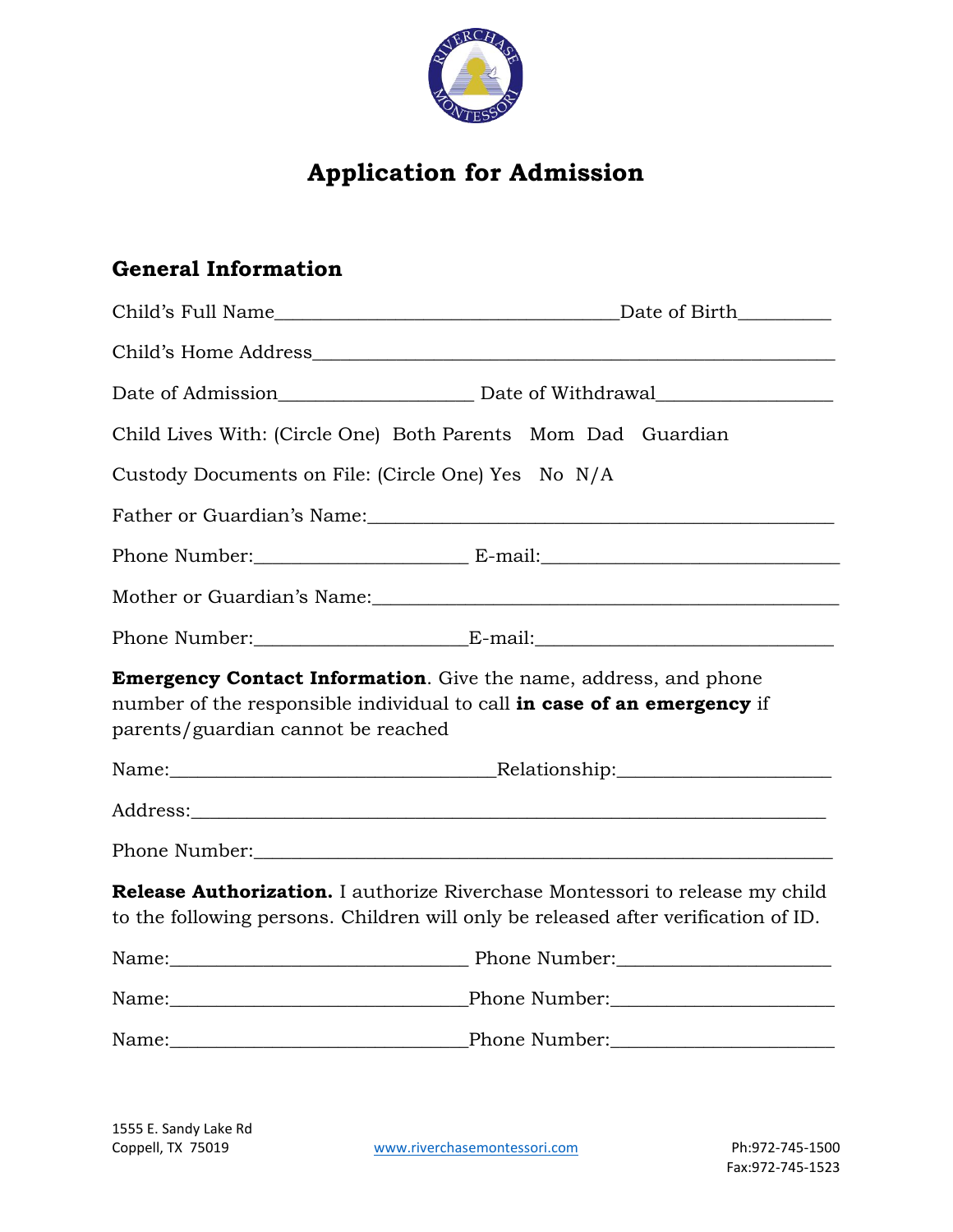# Application for Admission

## General Information

Child's Full Name_________________________________Date of Birth_________

Child's Home Address__________________________________________________

Date of Admission___________________ Date of Withdrawal_________________

Child Lives With: (Circle One) Both Parents Mom Dad Guardian

Custody Documents on File: (Circle One) Yes No N/A

Father or Guardian's Name:_______________________________________________

Phone Number:_____________________ E-mail:______________________________

Mother or Guardian's Name:_______________________________________________

Phone Number:_____________________E-mail:______________________________

**Emergency Contact Information**. Give the name, address, and phone number of the responsible individual to call **in case of an emergency** if parents/guardian cannot be reached

Name:________________________________Relationship:_____________________

Address:______________________________________________________________

Phone Number:_________________________________________________________

**Release Authorization.** I authorize Riverchase Montessori to release my child to the following persons. Children will only be released after verification of ID.

Name:_____________________________ Phone Number:_____________________

Name:_____________________________Phone Number:______________________

Name:_____________________________Phone Number:______________________

1555 E. Sandy Lake Rd
Coppell, TX 75019

www.riverchasemontessori.com

Ph:972-745-1500
Fax:972-745-1523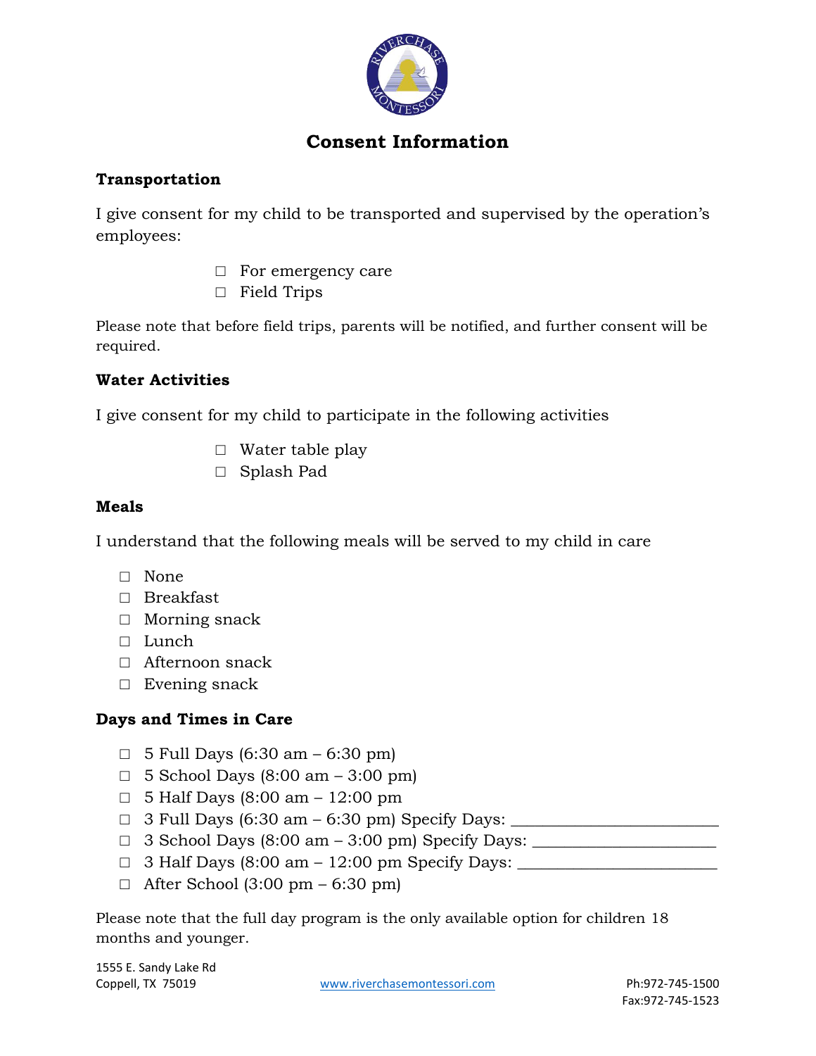# Consent Information

## Transportation

I give consent for my child to be transported and supervised by the operation's employees:

- ☐ For emergency care
- ☐ Field Trips

Please note that before field trips, parents will be notified, and further consent will be required.

## Water Activities

I give consent for my child to participate in the following activities

- ☐ Water table play
- ☐ Splash Pad

## Meals

I understand that the following meals will be served to my child in care

- ☐ None
- ☐ Breakfast
- ☐ Morning snack
- ☐ Lunch
- ☐ Afternoon snack
- ☐ Evening snack

## Days and Times in Care

- ☐ 5 Full Days (6:30 am – 6:30 pm)
- ☐ 5 School Days (8:00 am – 3:00 pm)
- ☐ 5 Half Days (8:00 am – 12:00 pm
- ☐ 3 Full Days (6:30 am – 6:30 pm) Specify Days: ________________________
- ☐ 3 School Days (8:00 am – 3:00 pm) Specify Days: ______________________
- ☐ 3 Half Days (8:00 am – 12:00 pm Specify Days: ________________________
- ☐ After School (3:00 pm – 6:30 pm)

Please note that the full day program is the only available option for children 18 months and younger.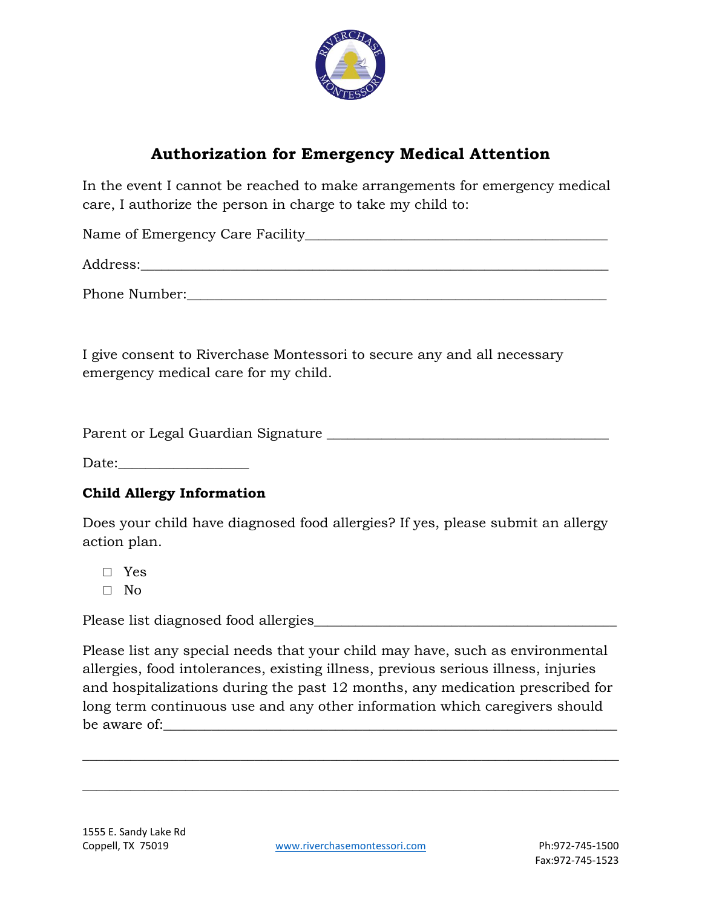# Authorization for Emergency Medical Attention

In the event I cannot be reached to make arrangements for emergency medical care, I authorize the person in charge to take my child to:

Name of Emergency Care Facility_________________________________________

Address:______________________________________________________________

Phone Number:_________________________________________________________

I give consent to Riverchase Montessori to secure any and all necessary emergency medical care for my child.

Parent or Legal Guardian Signature _______________________________________

Date:__________________

**Child Allergy Information**

Does your child have diagnosed food allergies? If yes, please submit an allergy action plan.

- ☐ Yes
- ☐ No

Please list diagnosed food allergies_________________________________________

Please list any special needs that your child may have, such as environmental allergies, food intolerances, existing illness, previous serious illness, injuries and hospitalizations during the past 12 months, any medication prescribed for long term continuous use and any other information which caregivers should be aware of:______________________________________________________________

_______________________________________________________________________

_______________________________________________________________________

1555 E. Sandy Lake Rd
Coppell, TX 75019

www.riverchasemontessori.com

Ph:972-745-1500
Fax:972-745-1523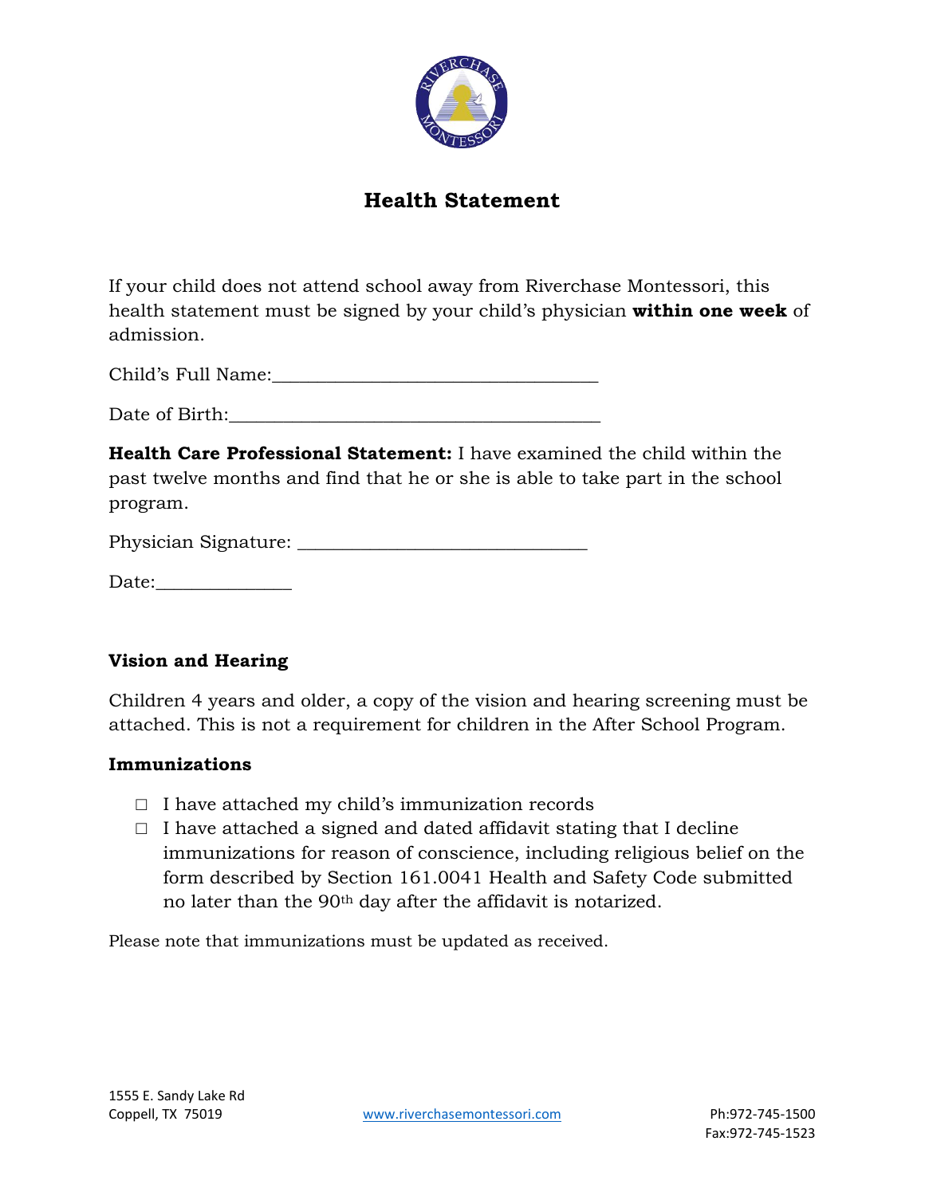# Health Statement

If your child does not attend school away from Riverchase Montessori, this health statement must be signed by your child's physician **within one week** of admission.

Child's Full Name:_________________________________

Date of Birth:_____________________________________

**Health Care Professional Statement:** I have examined the child within the past twelve months and find that he or she is able to take part in the school program.

Physician Signature: ______________________________

Date:______________

## Vision and Hearing

Children 4 years and older, a copy of the vision and hearing screening must be attached. This is not a requirement for children in the After School Program.

## Immunizations

- ☐ I have attached my child's immunization records
- ☐ I have attached a signed and dated affidavit stating that I decline immunizations for reason of conscience, including religious belief on the form described by Section 161.0041 Health and Safety Code submitted no later than the 90th day after the affidavit is notarized.

Please note that immunizations must be updated as received.

1555 E. Sandy Lake Rd
Coppell, TX 75019

www.riverchasemontessori.com

Ph:972-745-1500
Fax:972-745-1523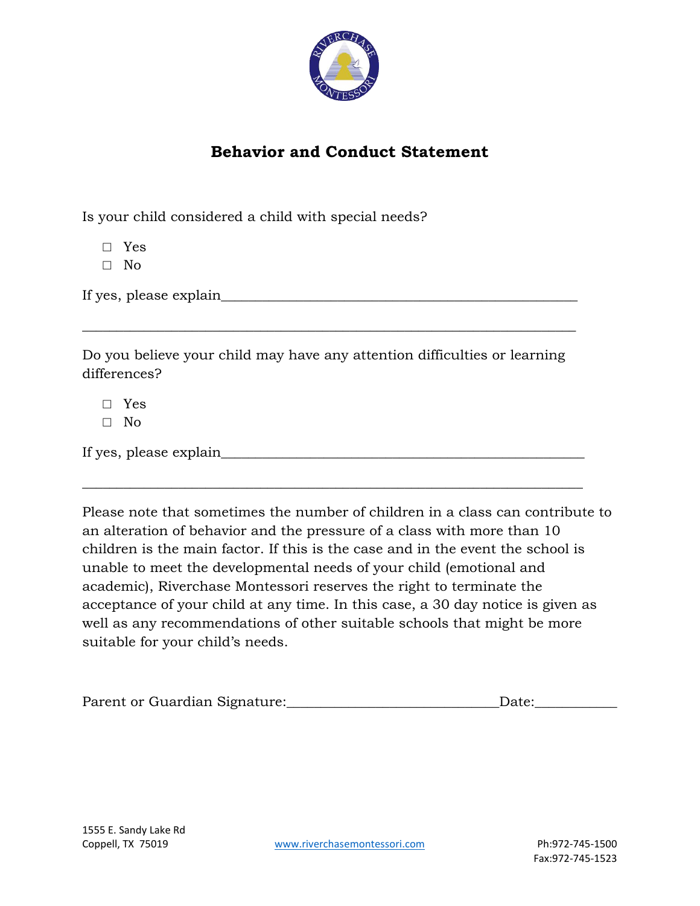# Behavior and Conduct Statement

Is your child considered a child with special needs?

- ☐ Yes
- ☐ No

If yes, please explain_______________________________________________

_____________________________________________________________________

Do you believe your child may have any attention difficulties or learning differences?

- ☐ Yes
- ☐ No

If yes, please explain_______________________________________________

_____________________________________________________________________

Please note that sometimes the number of children in a class can contribute to an alteration of behavior and the pressure of a class with more than 10 children is the main factor. If this is the case and in the event the school is unable to meet the developmental needs of your child (emotional and academic), Riverchase Montessori reserves the right to terminate the acceptance of your child at any time. In this case, a 30 day notice is given as well as any recommendations of other suitable schools that might be more suitable for your child's needs.

Parent or Guardian Signature:___________________________Date:__________

1555 E. Sandy Lake Rd
Coppell, TX 75019

www.riverchasemontessori.com

Ph:972-745-1500
Fax:972-745-1523